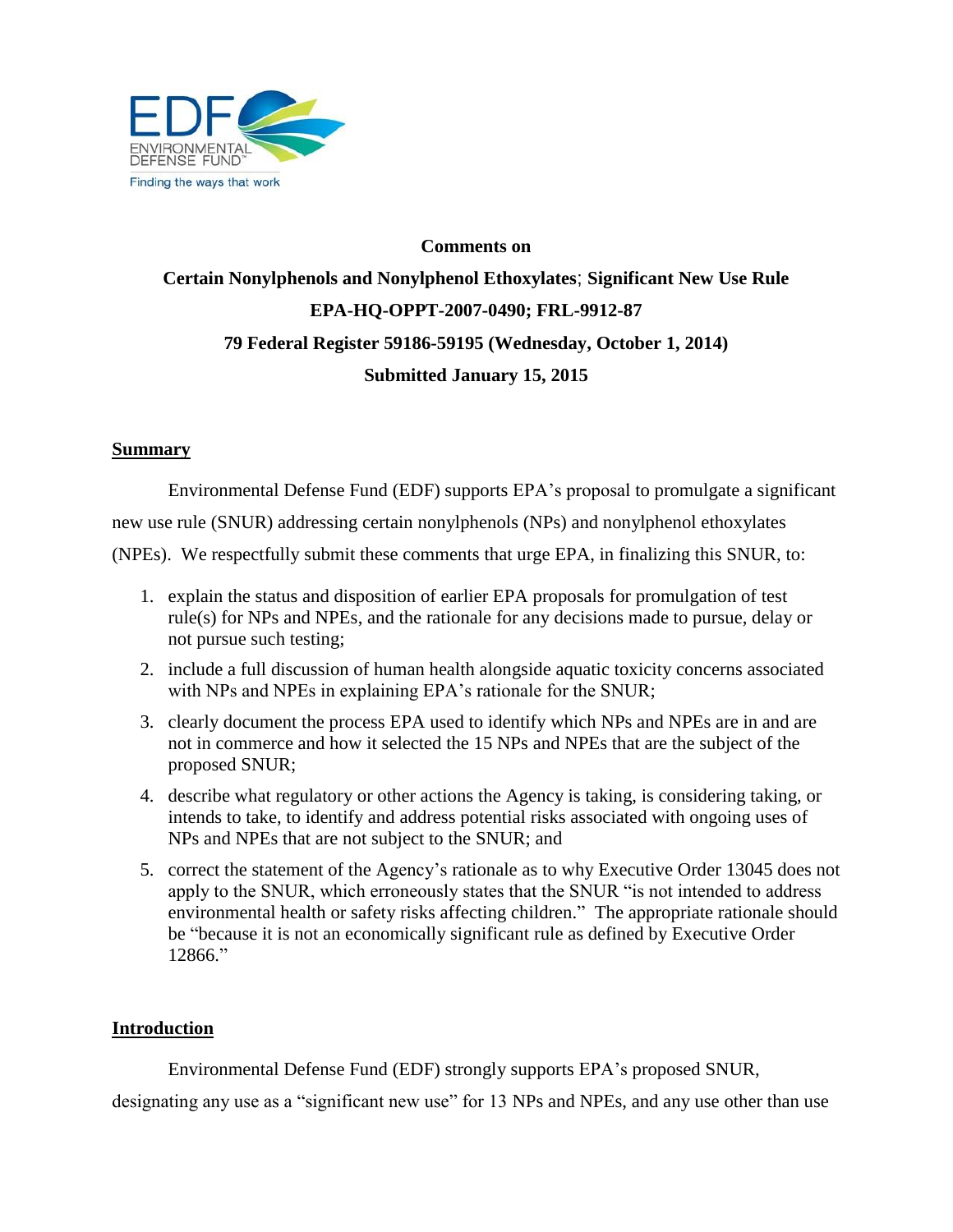**Comments on**

**Certain Nonylphenols and Nonylphenol Ethoxylates**; **Significant New Use Rule**

**EPA-HQ-OPPT-2007-0490; FRL-9912-87**

**79 Federal Register 59186-59195 (Wednesday, October 1, 2014)**

**Submitted January 15, 2015**

## Summary

Environmental Defense Fund (EDF) supports EPA's proposal to promulgate a significant new use rule (SNUR) addressing certain nonylphenols (NPs) and nonylphenol ethoxylates (NPEs). We respectfully submit these comments that urge EPA, in finalizing this SNUR, to:

1. explain the status and disposition of earlier EPA proposals for promulgation of test rule(s) for NPs and NPEs, and the rationale for any decisions made to pursue, delay or not pursue such testing;
2. include a full discussion of human health alongside aquatic toxicity concerns associated with NPs and NPEs in explaining EPA's rationale for the SNUR;
3. clearly document the process EPA used to identify which NPs and NPEs are in and are not in commerce and how it selected the 15 NPs and NPEs that are the subject of the proposed SNUR;
4. describe what regulatory or other actions the Agency is taking, is considering taking, or intends to take, to identify and address potential risks associated with ongoing uses of NPs and NPEs that are not subject to the SNUR; and
5. correct the statement of the Agency's rationale as to why Executive Order 13045 does not apply to the SNUR, which erroneously states that the SNUR "is not intended to address environmental health or safety risks affecting children." The appropriate rationale should be "because it is not an economically significant rule as defined by Executive Order 12866."

## Introduction

Environmental Defense Fund (EDF) strongly supports EPA's proposed SNUR, designating any use as a "significant new use" for 13 NPs and NPEs, and any use other than use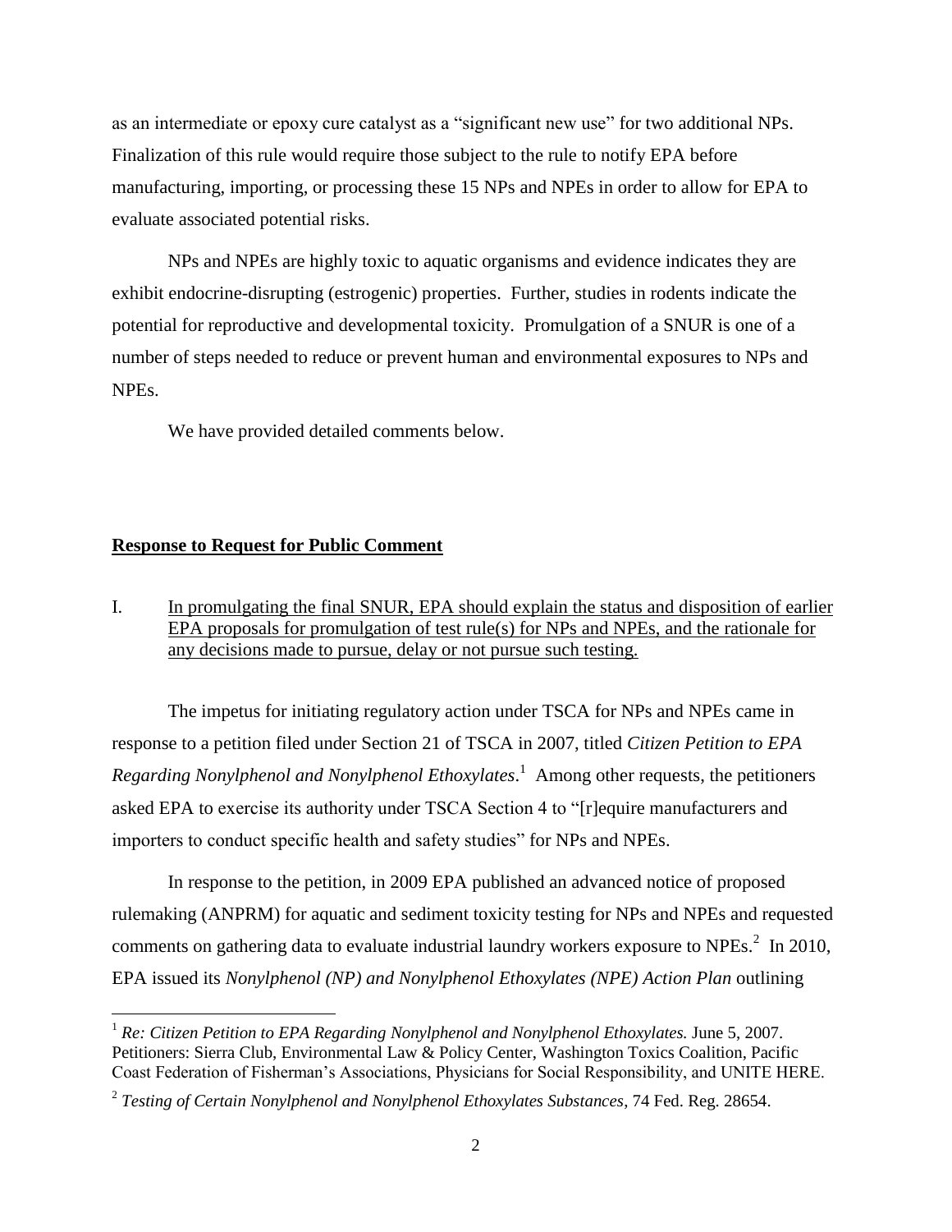as an intermediate or epoxy cure catalyst as a "significant new use" for two additional NPs. Finalization of this rule would require those subject to the rule to notify EPA before manufacturing, importing, or processing these 15 NPs and NPEs in order to allow for EPA to evaluate associated potential risks.

NPs and NPEs are highly toxic to aquatic organisms and evidence indicates they are exhibit endocrine-disrupting (estrogenic) properties. Further, studies in rodents indicate the potential for reproductive and developmental toxicity. Promulgation of a SNUR is one of a number of steps needed to reduce or prevent human and environmental exposures to NPs and NPEs.

We have provided detailed comments below.

## Response to Request for Public Comment

I. In promulgating the final SNUR, EPA should explain the status and disposition of earlier EPA proposals for promulgation of test rule(s) for NPs and NPEs, and the rationale for any decisions made to pursue, delay or not pursue such testing.

The impetus for initiating regulatory action under TSCA for NPs and NPEs came in response to a petition filed under Section 21 of TSCA in 2007, titled *Citizen Petition to EPA Regarding Nonylphenol and Nonylphenol Ethoxylates*.[1] Among other requests, the petitioners asked EPA to exercise its authority under TSCA Section 4 to "[r]equire manufacturers and importers to conduct specific health and safety studies" for NPs and NPEs.

In response to the petition, in 2009 EPA published an advanced notice of proposed rulemaking (ANPRM) for aquatic and sediment toxicity testing for NPs and NPEs and requested comments on gathering data to evaluate industrial laundry workers exposure to NPEs.[2] In 2010, EPA issued its *Nonylphenol (NP) and Nonylphenol Ethoxylates (NPE) Action Plan* outlining

[1] *Re: Citizen Petition to EPA Regarding Nonylphenol and Nonylphenol Ethoxylates.* June 5, 2007. Petitioners: Sierra Club, Environmental Law & Policy Center, Washington Toxics Coalition, Pacific Coast Federation of Fisherman's Associations, Physicians for Social Responsibility, and UNITE HERE.

[2] *Testing of Certain Nonylphenol and Nonylphenol Ethoxylates Substances*, 74 Fed. Reg. 28654.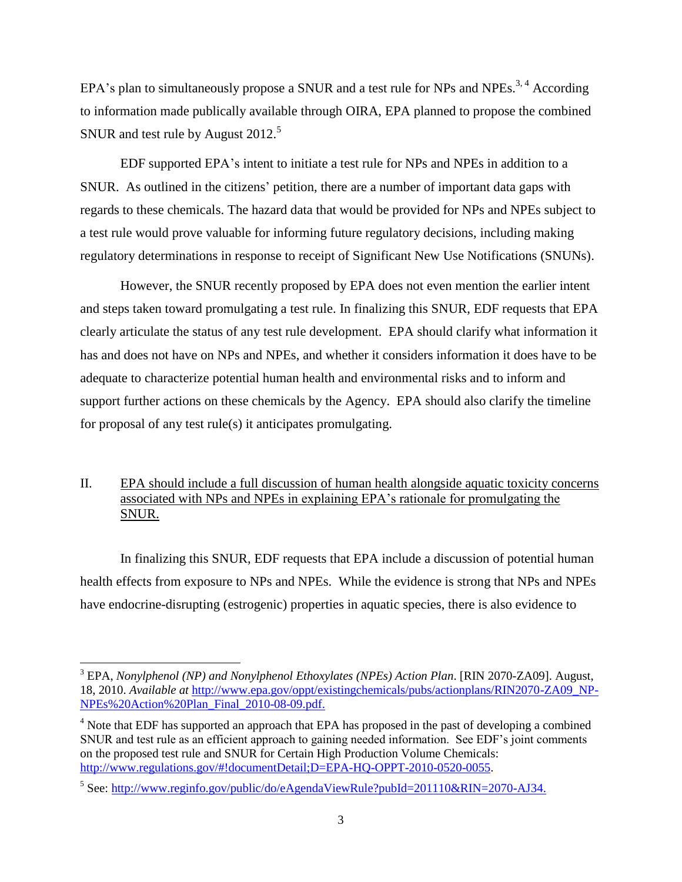EPA's plan to simultaneously propose a SNUR and a test rule for NPs and NPEs.[3, 4] According to information made publically available through OIRA, EPA planned to propose the combined SNUR and test rule by August 2012.[5]

EDF supported EPA's intent to initiate a test rule for NPs and NPEs in addition to a SNUR. As outlined in the citizens' petition, there are a number of important data gaps with regards to these chemicals. The hazard data that would be provided for NPs and NPEs subject to a test rule would prove valuable for informing future regulatory decisions, including making regulatory determinations in response to receipt of Significant New Use Notifications (SNUNs).

However, the SNUR recently proposed by EPA does not even mention the earlier intent and steps taken toward promulgating a test rule. In finalizing this SNUR, EDF requests that EPA clearly articulate the status of any test rule development. EPA should clarify what information it has and does not have on NPs and NPEs, and whether it considers information it does have to be adequate to characterize potential human health and environmental risks and to inform and support further actions on these chemicals by the Agency. EPA should also clarify the timeline for proposal of any test rule(s) it anticipates promulgating.

## II. EPA should include a full discussion of human health alongside aquatic toxicity concerns associated with NPs and NPEs in explaining EPA's rationale for promulgating the SNUR.

In finalizing this SNUR, EDF requests that EPA include a discussion of potential human health effects from exposure to NPs and NPEs. While the evidence is strong that NPs and NPEs have endocrine-disrupting (estrogenic) properties in aquatic species, there is also evidence to

---

[3] EPA, *Nonylphenol (NP) and Nonylphenol Ethoxylates (NPEs) Action Plan*. [RIN 2070-ZA09]. August, 18, 2010. *Available at* http://www.epa.gov/oppt/existingchemicals/pubs/actionplans/RIN2070-ZA09_NP-NPEs%20Action%20Plan_Final_2010-08-09.pdf.

[4] Note that EDF has supported an approach that EPA has proposed in the past of developing a combined SNUR and test rule as an efficient approach to gaining needed information. See EDF's joint comments on the proposed test rule and SNUR for Certain High Production Volume Chemicals: http://www.regulations.gov/#!documentDetail;D=EPA-HQ-OPPT-2010-0520-0055.

[5] See: http://www.reginfo.gov/public/do/eAgendaViewRule?pubId=201110&RIN=2070-AJ34.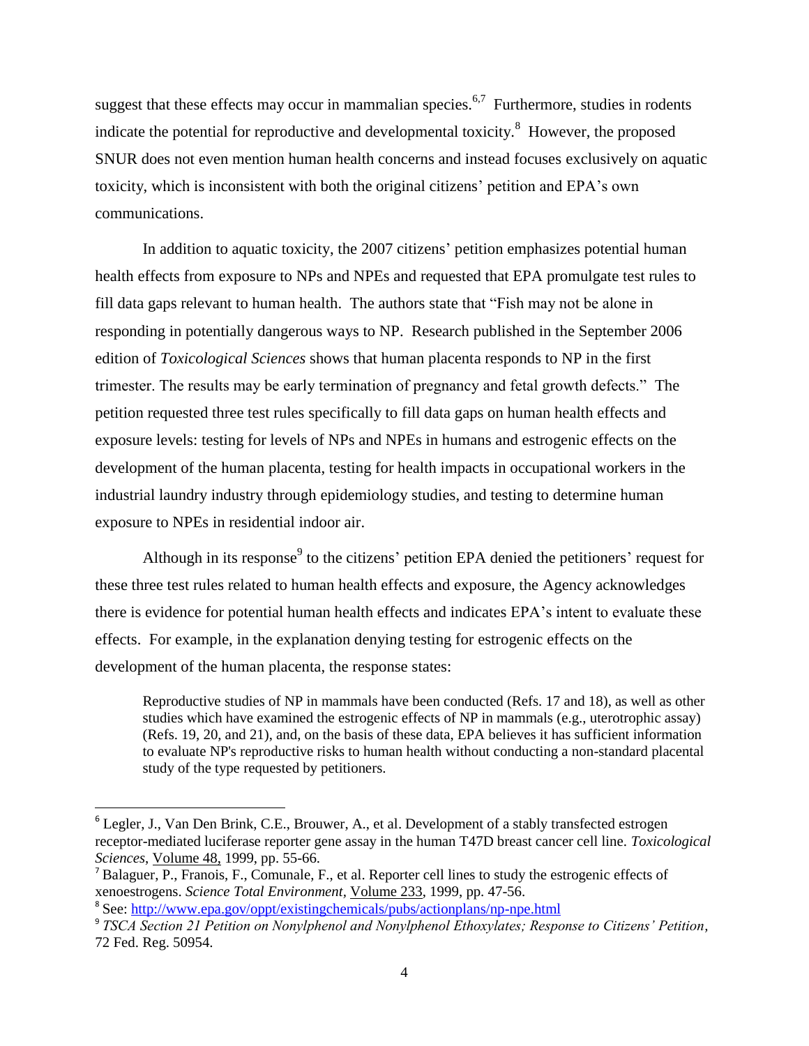suggest that these effects may occur in mammalian species.[6,7] Furthermore, studies in rodents indicate the potential for reproductive and developmental toxicity.[8] However, the proposed SNUR does not even mention human health concerns and instead focuses exclusively on aquatic toxicity, which is inconsistent with both the original citizens' petition and EPA's own communications.

In addition to aquatic toxicity, the 2007 citizens' petition emphasizes potential human health effects from exposure to NPs and NPEs and requested that EPA promulgate test rules to fill data gaps relevant to human health. The authors state that "Fish may not be alone in responding in potentially dangerous ways to NP. Research published in the September 2006 edition of *Toxicological Sciences* shows that human placenta responds to NP in the first trimester. The results may be early termination of pregnancy and fetal growth defects." The petition requested three test rules specifically to fill data gaps on human health effects and exposure levels: testing for levels of NPs and NPEs in humans and estrogenic effects on the development of the human placenta, testing for health impacts in occupational workers in the industrial laundry industry through epidemiology studies, and testing to determine human exposure to NPEs in residential indoor air.

Although in its response[9] to the citizens' petition EPA denied the petitioners' request for these three test rules related to human health effects and exposure, the Agency acknowledges there is evidence for potential human health effects and indicates EPA's intent to evaluate these effects. For example, in the explanation denying testing for estrogenic effects on the development of the human placenta, the response states:

> Reproductive studies of NP in mammals have been conducted (Refs. 17 and 18), as well as other studies which have examined the estrogenic effects of NP in mammals (e.g., uterotrophic assay) (Refs. 19, 20, and 21), and, on the basis of these data, EPA believes it has sufficient information to evaluate NP's reproductive risks to human health without conducting a non-standard placental study of the type requested by petitioners.

---

[6] Legler, J., Van Den Brink, C.E., Brouwer, A., et al. Development of a stably transfected estrogen receptor-mediated luciferase reporter gene assay in the human T47D breast cancer cell line. *Toxicological Sciences*, Volume 48, 1999, pp. 55-66.

[7] Balaguer, P., Franois, F., Comunale, F., et al. Reporter cell lines to study the estrogenic effects of xenoestrogens. *Science Total Environment*, Volume 233, 1999, pp. 47-56.

[8] See: http://www.epa.gov/oppt/existingchemicals/pubs/actionplans/np-npe.html

[9] *TSCA Section 21 Petition on Nonylphenol and Nonylphenol Ethoxylates; Response to Citizens' Petition*, 72 Fed. Reg. 50954.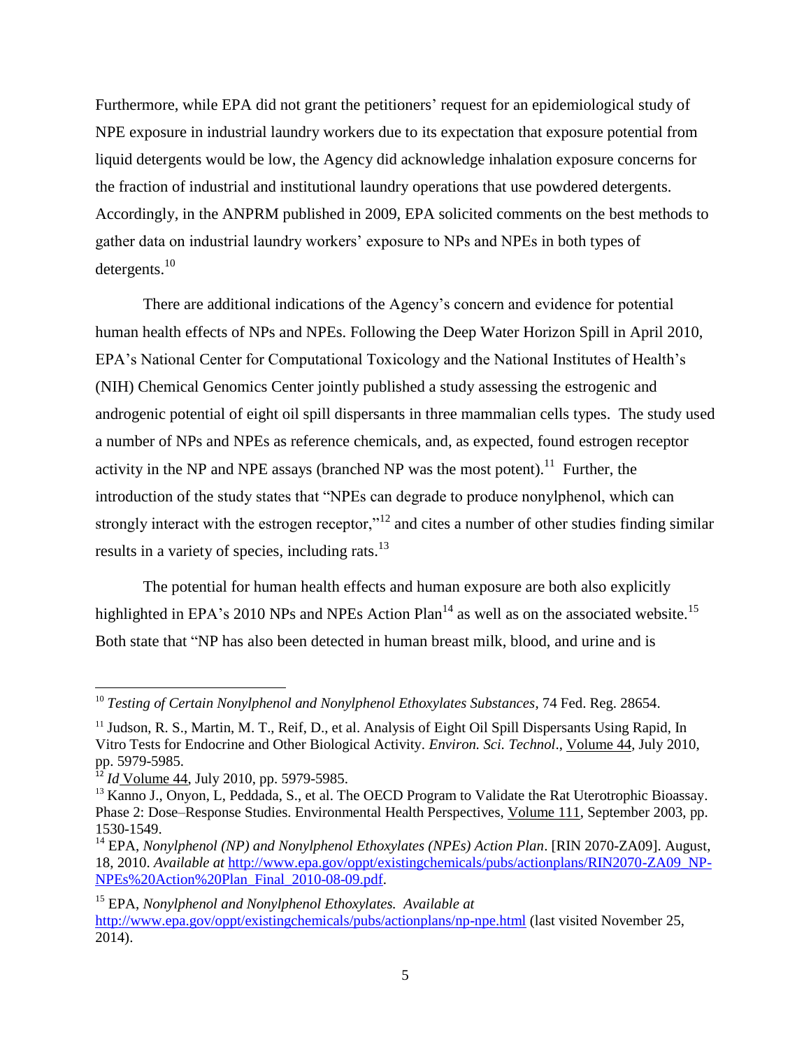Furthermore, while EPA did not grant the petitioners' request for an epidemiological study of NPE exposure in industrial laundry workers due to its expectation that exposure potential from liquid detergents would be low, the Agency did acknowledge inhalation exposure concerns for the fraction of industrial and institutional laundry operations that use powdered detergents. Accordingly, in the ANPRM published in 2009, EPA solicited comments on the best methods to gather data on industrial laundry workers' exposure to NPs and NPEs in both types of detergents.[10]

There are additional indications of the Agency's concern and evidence for potential human health effects of NPs and NPEs. Following the Deep Water Horizon Spill in April 2010, EPA's National Center for Computational Toxicology and the National Institutes of Health's (NIH) Chemical Genomics Center jointly published a study assessing the estrogenic and androgenic potential of eight oil spill dispersants in three mammalian cells types. The study used a number of NPs and NPEs as reference chemicals, and, as expected, found estrogen receptor activity in the NP and NPE assays (branched NP was the most potent).[11] Further, the introduction of the study states that "NPEs can degrade to produce nonylphenol, which can strongly interact with the estrogen receptor,"[12] and cites a number of other studies finding similar results in a variety of species, including rats.[13]

The potential for human health effects and human exposure are both also explicitly highlighted in EPA's 2010 NPs and NPEs Action Plan[14] as well as on the associated website.[15] Both state that "NP has also been detected in human breast milk, blood, and urine and is

---

[10] *Testing of Certain Nonylphenol and Nonylphenol Ethoxylates Substances*, 74 Fed. Reg. 28654.

[11] Judson, R. S., Martin, M. T., Reif, D., et al. Analysis of Eight Oil Spill Dispersants Using Rapid, In Vitro Tests for Endocrine and Other Biological Activity. *Environ. Sci. Technol*., Volume 44, July 2010, pp. 5979-5985.

[12] *Id* Volume 44, July 2010, pp. 5979-5985.

[13] Kanno J., Onyon, L, Peddada, S., et al. The OECD Program to Validate the Rat Uterotrophic Bioassay. Phase 2: Dose–Response Studies. Environmental Health Perspectives, Volume 111, September 2003, pp. 1530-1549.

[14] EPA, *Nonylphenol (NP) and Nonylphenol Ethoxylates (NPEs) Action Plan*. [RIN 2070-ZA09]. August, 18, 2010. *Available at* http://www.epa.gov/oppt/existingchemicals/pubs/actionplans/RIN2070-ZA09_NP-NPEs%20Action%20Plan_Final_2010-08-09.pdf.

[15] EPA, *Nonylphenol and Nonylphenol Ethoxylates. Available at* http://www.epa.gov/oppt/existingchemicals/pubs/actionplans/np-npe.html (last visited November 25, 2014).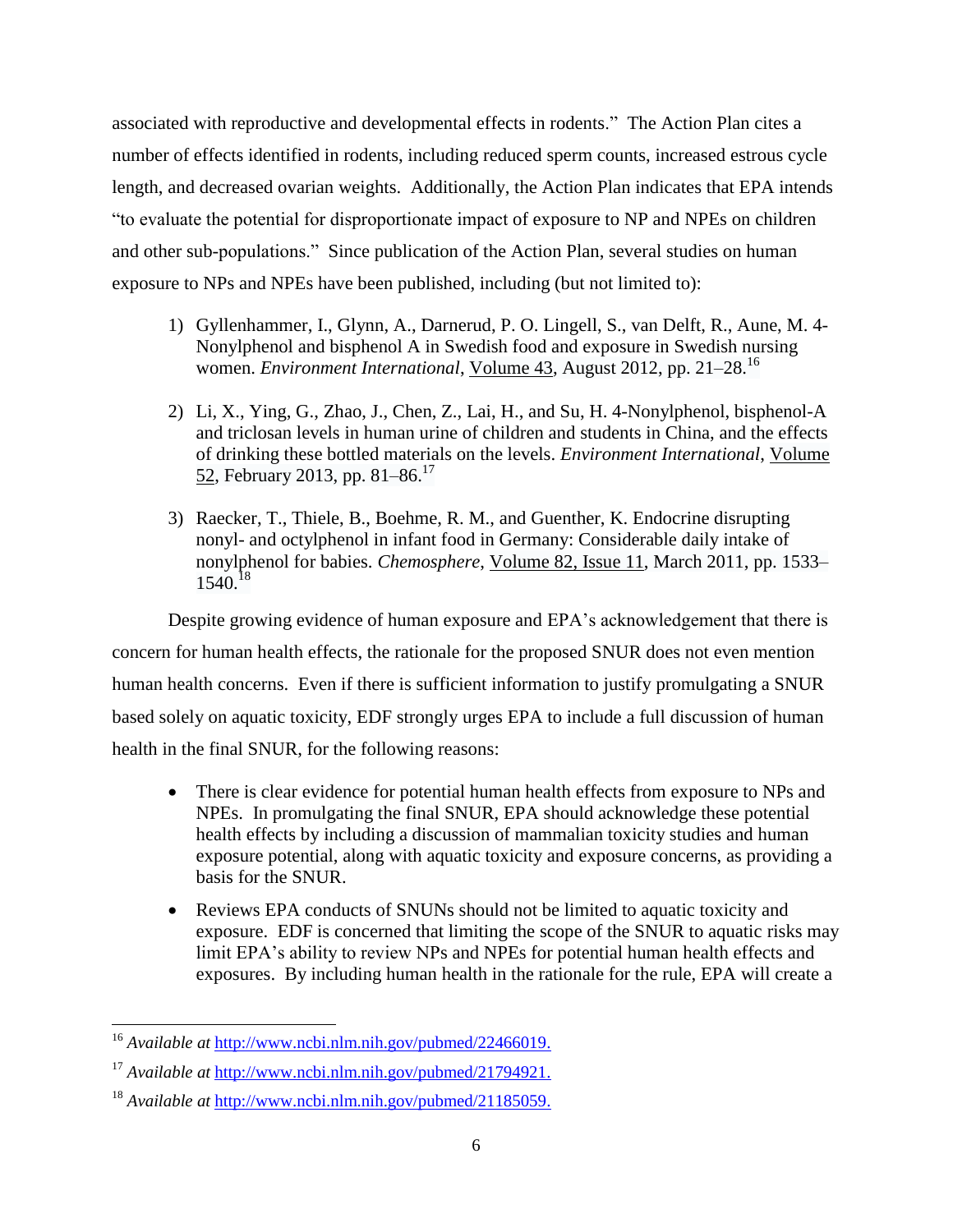associated with reproductive and developmental effects in rodents." The Action Plan cites a number of effects identified in rodents, including reduced sperm counts, increased estrous cycle length, and decreased ovarian weights. Additionally, the Action Plan indicates that EPA intends "to evaluate the potential for disproportionate impact of exposure to NP and NPEs on children and other sub-populations." Since publication of the Action Plan, several studies on human exposure to NPs and NPEs have been published, including (but not limited to):

1) Gyllenhammer, I., Glynn, A., Darnerud, P. O. Lingell, S., van Delft, R., Aune, M. 4-Nonylphenol and bisphenol A in Swedish food and exposure in Swedish nursing women. *Environment International*, Volume 43, August 2012, pp. 21–28.[16]

2) Li, X., Ying, G., Zhao, J., Chen, Z., Lai, H., and Su, H. 4-Nonylphenol, bisphenol-A and triclosan levels in human urine of children and students in China, and the effects of drinking these bottled materials on the levels. *Environment International*, Volume 52, February 2013, pp. 81–86.[17]

3) Raecker, T., Thiele, B., Boehme, R. M., and Guenther, K. Endocrine disrupting nonyl- and octylphenol in infant food in Germany: Considerable daily intake of nonylphenol for babies. *Chemosphere*, Volume 82, Issue 11, March 2011, pp. 1533–1540.[18]

Despite growing evidence of human exposure and EPA's acknowledgement that there is concern for human health effects, the rationale for the proposed SNUR does not even mention human health concerns. Even if there is sufficient information to justify promulgating a SNUR based solely on aquatic toxicity, EDF strongly urges EPA to include a full discussion of human health in the final SNUR, for the following reasons:

- There is clear evidence for potential human health effects from exposure to NPs and NPEs. In promulgating the final SNUR, EPA should acknowledge these potential health effects by including a discussion of mammalian toxicity studies and human exposure potential, along with aquatic toxicity and exposure concerns, as providing a basis for the SNUR.
- Reviews EPA conducts of SNUNs should not be limited to aquatic toxicity and exposure. EDF is concerned that limiting the scope of the SNUR to aquatic risks may limit EPA's ability to review NPs and NPEs for potential human health effects and exposures. By including human health in the rationale for the rule, EPA will create a

---

[16] *Available at* http://www.ncbi.nlm.nih.gov/pubmed/22466019.

[17] *Available at* http://www.ncbi.nlm.nih.gov/pubmed/21794921.

[18] *Available at* http://www.ncbi.nlm.nih.gov/pubmed/21185059.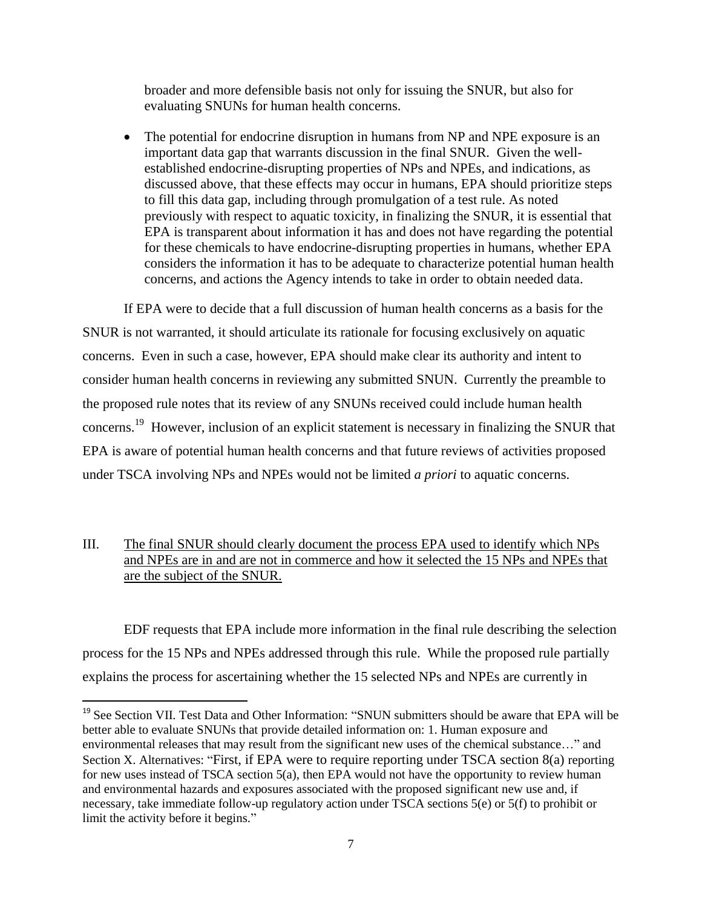broader and more defensible basis not only for issuing the SNUR, but also for evaluating SNUNs for human health concerns.

- The potential for endocrine disruption in humans from NP and NPE exposure is an important data gap that warrants discussion in the final SNUR. Given the well-established endocrine-disrupting properties of NPs and NPEs, and indications, as discussed above, that these effects may occur in humans, EPA should prioritize steps to fill this data gap, including through promulgation of a test rule. As noted previously with respect to aquatic toxicity, in finalizing the SNUR, it is essential that EPA is transparent about information it has and does not have regarding the potential for these chemicals to have endocrine-disrupting properties in humans, whether EPA considers the information it has to be adequate to characterize potential human health concerns, and actions the Agency intends to take in order to obtain needed data.

If EPA were to decide that a full discussion of human health concerns as a basis for the SNUR is not warranted, it should articulate its rationale for focusing exclusively on aquatic concerns. Even in such a case, however, EPA should make clear its authority and intent to consider human health concerns in reviewing any submitted SNUN. Currently the preamble to the proposed rule notes that its review of any SNUNs received could include human health concerns.[19] However, inclusion of an explicit statement is necessary in finalizing the SNUR that EPA is aware of potential human health concerns and that future reviews of activities proposed under TSCA involving NPs and NPEs would not be limited *a priori* to aquatic concerns.

## III. The final SNUR should clearly document the process EPA used to identify which NPs and NPEs are in and are not in commerce and how it selected the 15 NPs and NPEs that are the subject of the SNUR.

EDF requests that EPA include more information in the final rule describing the selection process for the 15 NPs and NPEs addressed through this rule. While the proposed rule partially explains the process for ascertaining whether the 15 selected NPs and NPEs are currently in

---

[19] See Section VII. Test Data and Other Information: "SNUN submitters should be aware that EPA will be better able to evaluate SNUNs that provide detailed information on: 1. Human exposure and environmental releases that may result from the significant new uses of the chemical substance…" and Section X. Alternatives: "First, if EPA were to require reporting under TSCA section 8(a) reporting for new uses instead of TSCA section 5(a), then EPA would not have the opportunity to review human and environmental hazards and exposures associated with the proposed significant new use and, if necessary, take immediate follow-up regulatory action under TSCA sections 5(e) or 5(f) to prohibit or limit the activity before it begins."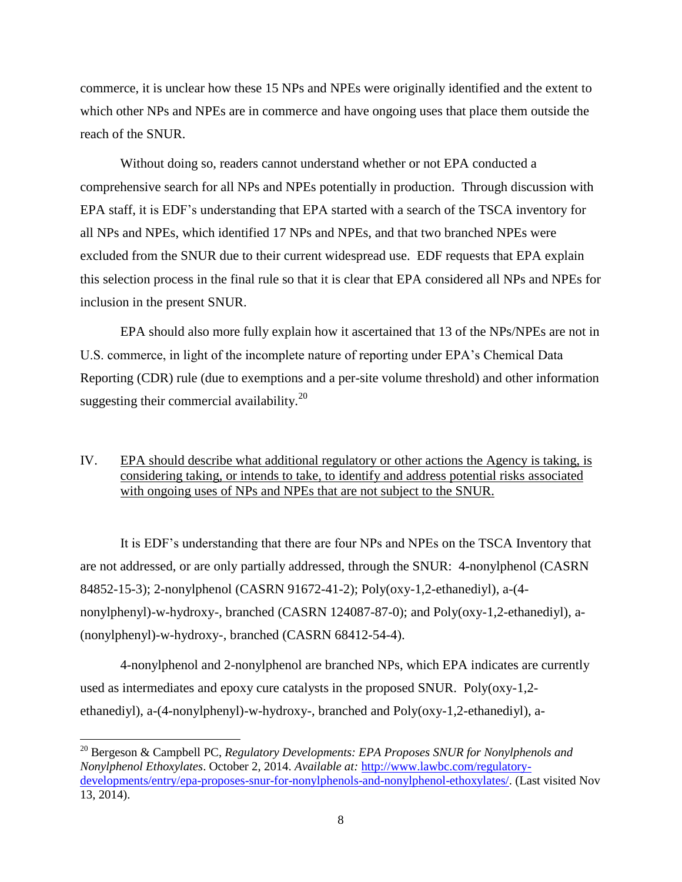commerce, it is unclear how these 15 NPs and NPEs were originally identified and the extent to which other NPs and NPEs are in commerce and have ongoing uses that place them outside the reach of the SNUR.

Without doing so, readers cannot understand whether or not EPA conducted a comprehensive search for all NPs and NPEs potentially in production. Through discussion with EPA staff, it is EDF's understanding that EPA started with a search of the TSCA inventory for all NPs and NPEs, which identified 17 NPs and NPEs, and that two branched NPEs were excluded from the SNUR due to their current widespread use. EDF requests that EPA explain this selection process in the final rule so that it is clear that EPA considered all NPs and NPEs for inclusion in the present SNUR.

EPA should also more fully explain how it ascertained that 13 of the NPs/NPEs are not in U.S. commerce, in light of the incomplete nature of reporting under EPA's Chemical Data Reporting (CDR) rule (due to exemptions and a per-site volume threshold) and other information suggesting their commercial availability.[20]

## IV. EPA should describe what additional regulatory or other actions the Agency is taking, is considering taking, or intends to take, to identify and address potential risks associated with ongoing uses of NPs and NPEs that are not subject to the SNUR.

It is EDF's understanding that there are four NPs and NPEs on the TSCA Inventory that are not addressed, or are only partially addressed, through the SNUR: 4-nonylphenol (CASRN 84852-15-3); 2-nonylphenol (CASRN 91672-41-2); Poly(oxy-1,2-ethanediyl), a-(4-nonylphenyl)-w-hydroxy-, branched (CASRN 124087-87-0); and Poly(oxy-1,2-ethanediyl), a-(nonylphenyl)-w-hydroxy-, branched (CASRN 68412-54-4).

4-nonylphenol and 2-nonylphenol are branched NPs, which EPA indicates are currently used as intermediates and epoxy cure catalysts in the proposed SNUR. Poly(oxy-1,2-ethanediyl), a-(4-nonylphenyl)-w-hydroxy-, branched and Poly(oxy-1,2-ethanediyl), a-

---

[20] Bergeson & Campbell PC, *Regulatory Developments: EPA Proposes SNUR for Nonylphenols and Nonylphenol Ethoxylates*. October 2, 2014. *Available at:* http://www.lawbc.com/regulatory-developments/entry/epa-proposes-snur-for-nonylphenols-and-nonylphenol-ethoxylates/. (Last visited Nov 13, 2014).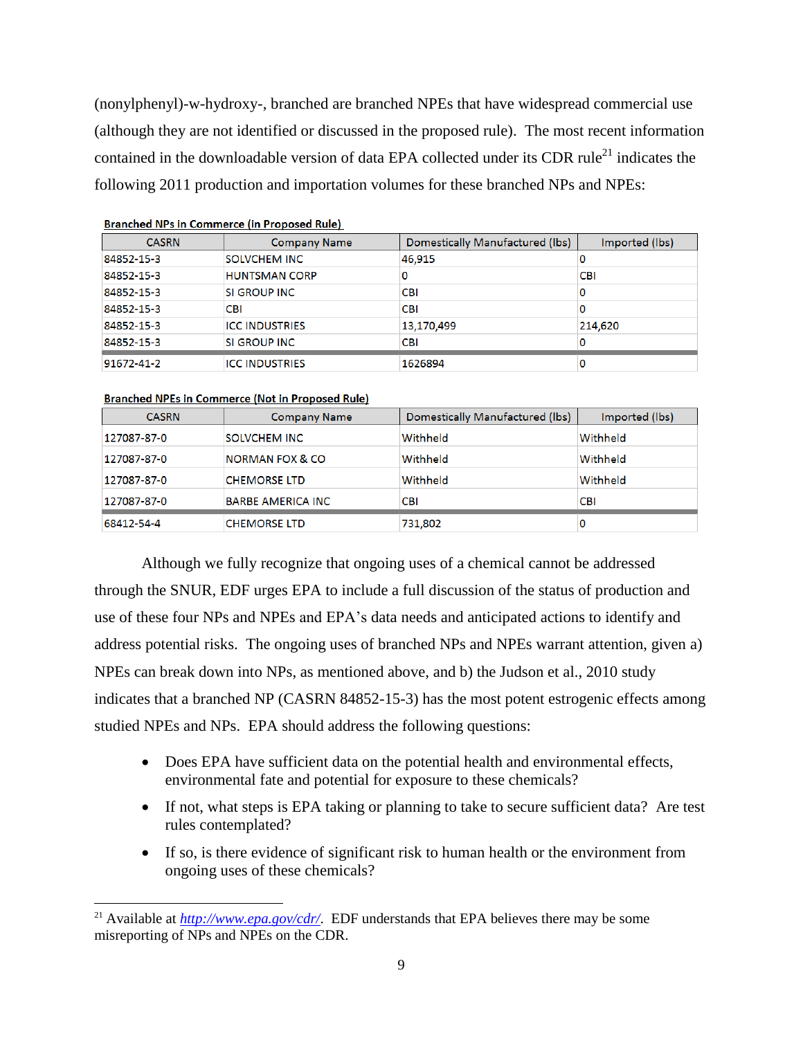(nonylphenyl)-w-hydroxy-, branched are branched NPEs that have widespread commercial use (although they are not identified or discussed in the proposed rule). The most recent information contained in the downloadable version of data EPA collected under its CDR rule[21] indicates the following 2011 production and importation volumes for these branched NPs and NPEs:

**Branched NPs in Commerce (in Proposed Rule)**

| CASRN | Company Name | Domestically Manufactured (lbs) | Imported (lbs) |
|---|---|---|---|
| 84852-15-3 | SOLVCHEM INC | 46,915 | 0 |
| 84852-15-3 | HUNTSMAN CORP | 0 | CBI |
| 84852-15-3 | SI GROUP INC | CBI | 0 |
| 84852-15-3 | CBI | CBI | 0 |
| 84852-15-3 | ICC INDUSTRIES | 13,170,499 | 214,620 |
| 84852-15-3 | SI GROUP INC | CBI | 0 |
| 91672-41-2 | ICC INDUSTRIES | 1626894 | 0 |

**Branched NPEs in Commerce (Not in Proposed Rule)**

| CASRN | Company Name | Domestically Manufactured (lbs) | Imported (lbs) |
|---|---|---|---|
| 127087-87-0 | SOLVCHEM INC | Withheld | Withheld |
| 127087-87-0 | NORMAN FOX & CO | Withheld | Withheld |
| 127087-87-0 | CHEMORSE LTD | Withheld | Withheld |
| 127087-87-0 | BARBE AMERICA INC | CBI | CBI |
| 68412-54-4 | CHEMORSE LTD | 731,802 | 0 |

Although we fully recognize that ongoing uses of a chemical cannot be addressed through the SNUR, EDF urges EPA to include a full discussion of the status of production and use of these four NPs and NPEs and EPA's data needs and anticipated actions to identify and address potential risks. The ongoing uses of branched NPs and NPEs warrant attention, given a) NPEs can break down into NPs, as mentioned above, and b) the Judson et al., 2010 study indicates that a branched NP (CASRN 84852-15-3) has the most potent estrogenic effects among studied NPEs and NPs. EPA should address the following questions:

- Does EPA have sufficient data on the potential health and environmental effects, environmental fate and potential for exposure to these chemicals?
- If not, what steps is EPA taking or planning to take to secure sufficient data? Are test rules contemplated?
- If so, is there evidence of significant risk to human health or the environment from ongoing uses of these chemicals?

[21] Available at http://www.epa.gov/cdr/. EDF understands that EPA believes there may be some misreporting of NPs and NPEs on the CDR.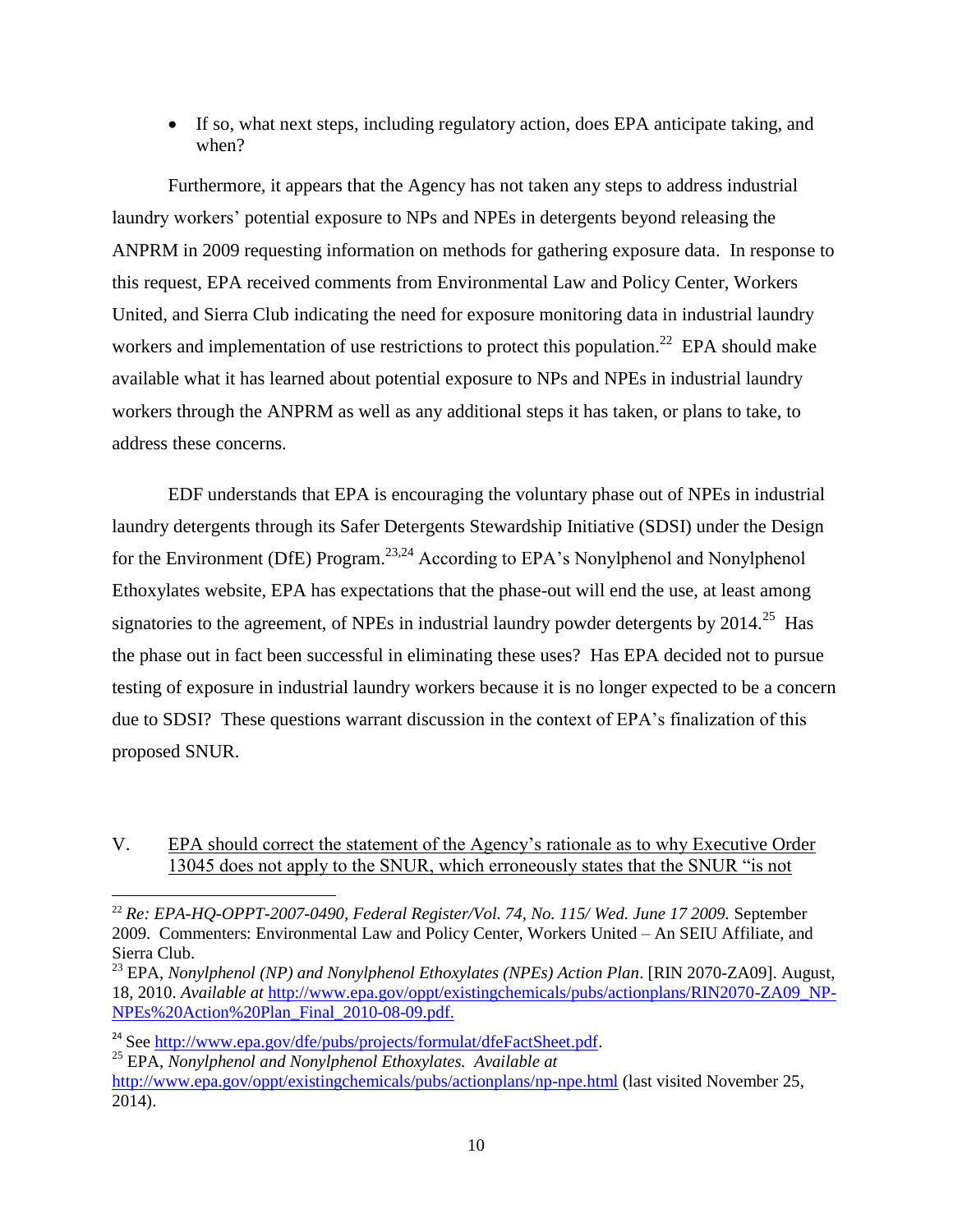- If so, what next steps, including regulatory action, does EPA anticipate taking, and when?

Furthermore, it appears that the Agency has not taken any steps to address industrial laundry workers' potential exposure to NPs and NPEs in detergents beyond releasing the ANPRM in 2009 requesting information on methods for gathering exposure data. In response to this request, EPA received comments from Environmental Law and Policy Center, Workers United, and Sierra Club indicating the need for exposure monitoring data in industrial laundry workers and implementation of use restrictions to protect this population.[22] EPA should make available what it has learned about potential exposure to NPs and NPEs in industrial laundry workers through the ANPRM as well as any additional steps it has taken, or plans to take, to address these concerns.

EDF understands that EPA is encouraging the voluntary phase out of NPEs in industrial laundry detergents through its Safer Detergents Stewardship Initiative (SDSI) under the Design for the Environment (DfE) Program.[23,24] According to EPA's Nonylphenol and Nonylphenol Ethoxylates website, EPA has expectations that the phase-out will end the use, at least among signatories to the agreement, of NPEs in industrial laundry powder detergents by 2014.[25] Has the phase out in fact been successful in eliminating these uses? Has EPA decided not to pursue testing of exposure in industrial laundry workers because it is no longer expected to be a concern due to SDSI? These questions warrant discussion in the context of EPA's finalization of this proposed SNUR.

V. <u>EPA should correct the statement of the Agency's rationale as to why Executive Order 13045 does not apply to the SNUR, which erroneously states that the SNUR "is not</u>

---

[22] *Re: EPA-HQ-OPPT-2007-0490, Federal Register/Vol. 74, No. 115/ Wed. June 17 2009.* September 2009. Commenters: Environmental Law and Policy Center, Workers United – An SEIU Affiliate, and Sierra Club.

[23] EPA, *Nonylphenol (NP) and Nonylphenol Ethoxylates (NPEs) Action Plan*. [RIN 2070-ZA09]. August, 18, 2010. *Available at* http://www.epa.gov/oppt/existingchemicals/pubs/actionplans/RIN2070-ZA09_NP-NPEs%20Action%20Plan_Final_2010-08-09.pdf.

[24] See http://www.epa.gov/dfe/pubs/projects/formulat/dfeFactSheet.pdf.

[25] EPA, *Nonylphenol and Nonylphenol Ethoxylates. Available at* http://www.epa.gov/oppt/existingchemicals/pubs/actionplans/np-npe.html (last visited November 25, 2014).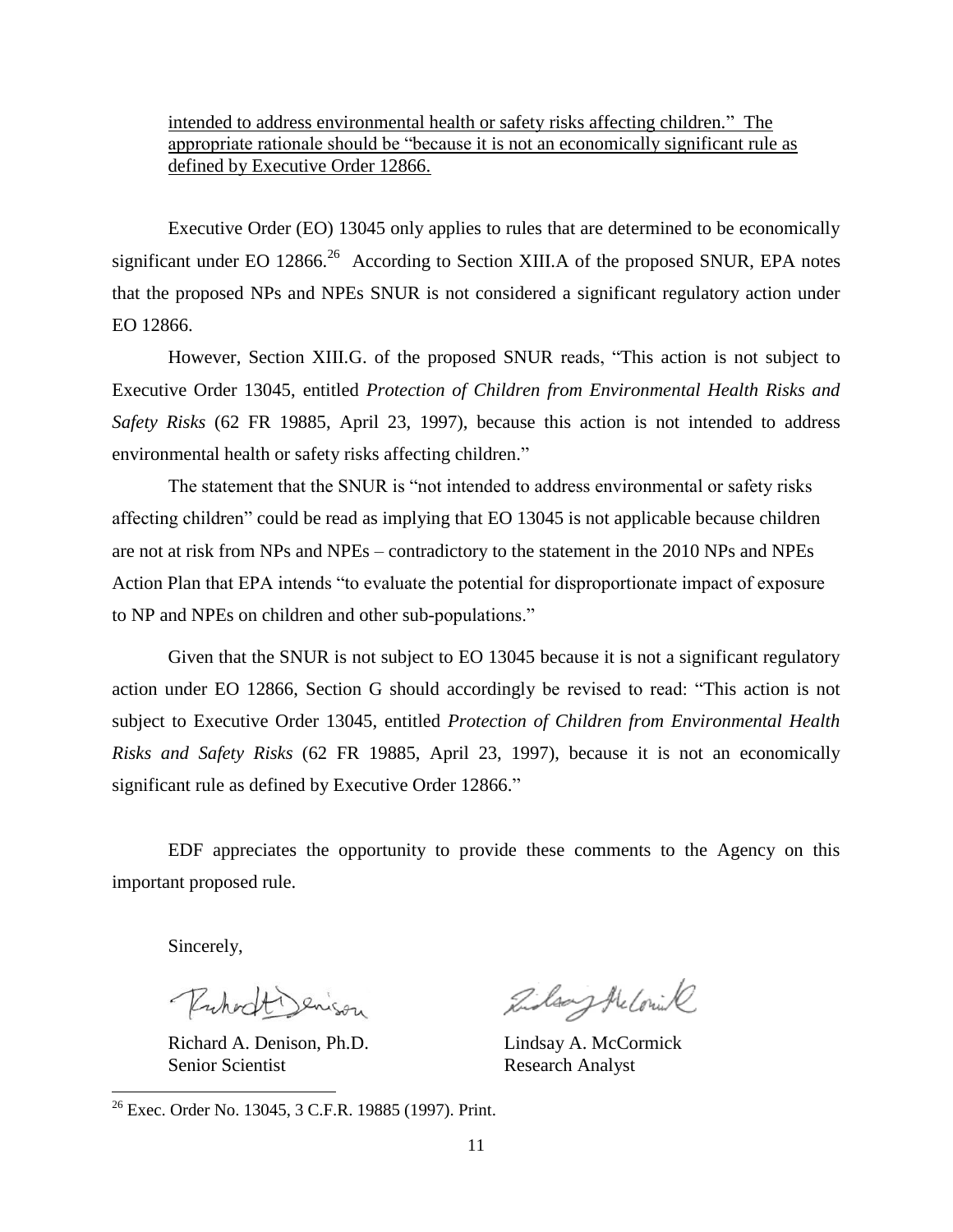intended to address environmental health or safety risks affecting children." The appropriate rationale should be "because it is not an economically significant rule as defined by Executive Order 12866.

Executive Order (EO) 13045 only applies to rules that are determined to be economically significant under EO 12866.[26] According to Section XIII.A of the proposed SNUR, EPA notes that the proposed NPs and NPEs SNUR is not considered a significant regulatory action under EO 12866.

However, Section XIII.G. of the proposed SNUR reads, "This action is not subject to Executive Order 13045, entitled *Protection of Children from Environmental Health Risks and Safety Risks* (62 FR 19885, April 23, 1997), because this action is not intended to address environmental health or safety risks affecting children."

The statement that the SNUR is "not intended to address environmental or safety risks affecting children" could be read as implying that EO 13045 is not applicable because children are not at risk from NPs and NPEs – contradictory to the statement in the 2010 NPs and NPEs Action Plan that EPA intends "to evaluate the potential for disproportionate impact of exposure to NP and NPEs on children and other sub-populations."

Given that the SNUR is not subject to EO 13045 because it is not a significant regulatory action under EO 12866, Section G should accordingly be revised to read: "This action is not subject to Executive Order 13045, entitled *Protection of Children from Environmental Health Risks and Safety Risks* (62 FR 19885, April 23, 1997), because it is not an economically significant rule as defined by Executive Order 12866."

EDF appreciates the opportunity to provide these comments to the Agency on this important proposed rule.

Sincerely,

Richard A. Denison, Ph.D.
Senior Scientist

Lindsay A. McCormick
Research Analyst

[26] Exec. Order No. 13045, 3 C.F.R. 19885 (1997). Print.